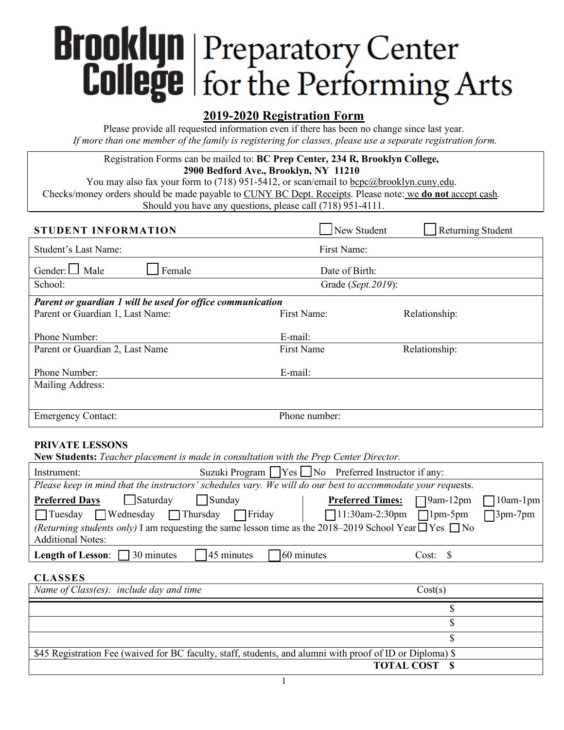# Brooklyn College | Preparatory Center for the Performing Arts

## 2019-2020 Registration Form

Please provide all requested information even if there has been no change since last year.
*If more than one member of the family is registering for classes, please use a separate registration form.*

Registration Forms can be mailed to: **BC Prep Center, 234 R, Brooklyn College, 2900 Bedford Ave., Brooklyn, NY 11210**
You may also fax your form to (718) 951-5412, or scan/email to bcpc@brooklyn.cuny.edu.
Checks/money orders should be made payable to CUNY BC Dept. Receipts. Please note: we **do not** accept cash.
Should you have any questions, please call (718) 951-4111.

**STUDENT INFORMATION** ☐ New Student ☐ Returning Student

Student's Last Name: First Name:

Gender: ☐ Male ☐ Female Date of Birth:

School: Grade (*Sept.2019*):

***Parent or guardian 1 will be used for office communication***

Parent or Guardian 1, Last Name: First Name: Relationship:

Phone Number: E-mail:

Parent or Guardian 2, Last Name First Name Relationship:

Phone Number: E-mail:

Mailing Address:

Emergency Contact: Phone number:

**PRIVATE LESSONS**

**New Students:** *Teacher placement is made in consultation with the Prep Center Director.*

Instrument: Suzuki Program ☐ Yes ☐ No Preferred Instructor if any:

*Please keep in mind that the instructors' schedules vary. We will do our best to accommodate your requests.*

**Preferred Days** ☐ Saturday ☐ Sunday ☐ Tuesday ☐ Wednesday ☐ Thursday ☐ Friday

**Preferred Times:** ☐ 9am-12pm ☐ 10am-1pm ☐ 11:30am-2:30pm ☐ 1pm-5pm ☐ 3pm-7pm

*(Returning students only)* I am requesting the same lesson time as the 2018–2019 School Year ☐ Yes ☐ No

Additional Notes:

**Length of Lesson**: ☐ 30 minutes ☐ 45 minutes ☐ 60 minutes Cost: $

**CLASSES**

| *Name of Class(es): include day and time* | Cost(s) |
|---|---|
| | $ |
| | $ |
| | $ |
| $45 Registration Fee (waived for BC faculty, staff, students, and alumni with proof of ID or Diploma) | $ |
| **TOTAL COST** | **$** |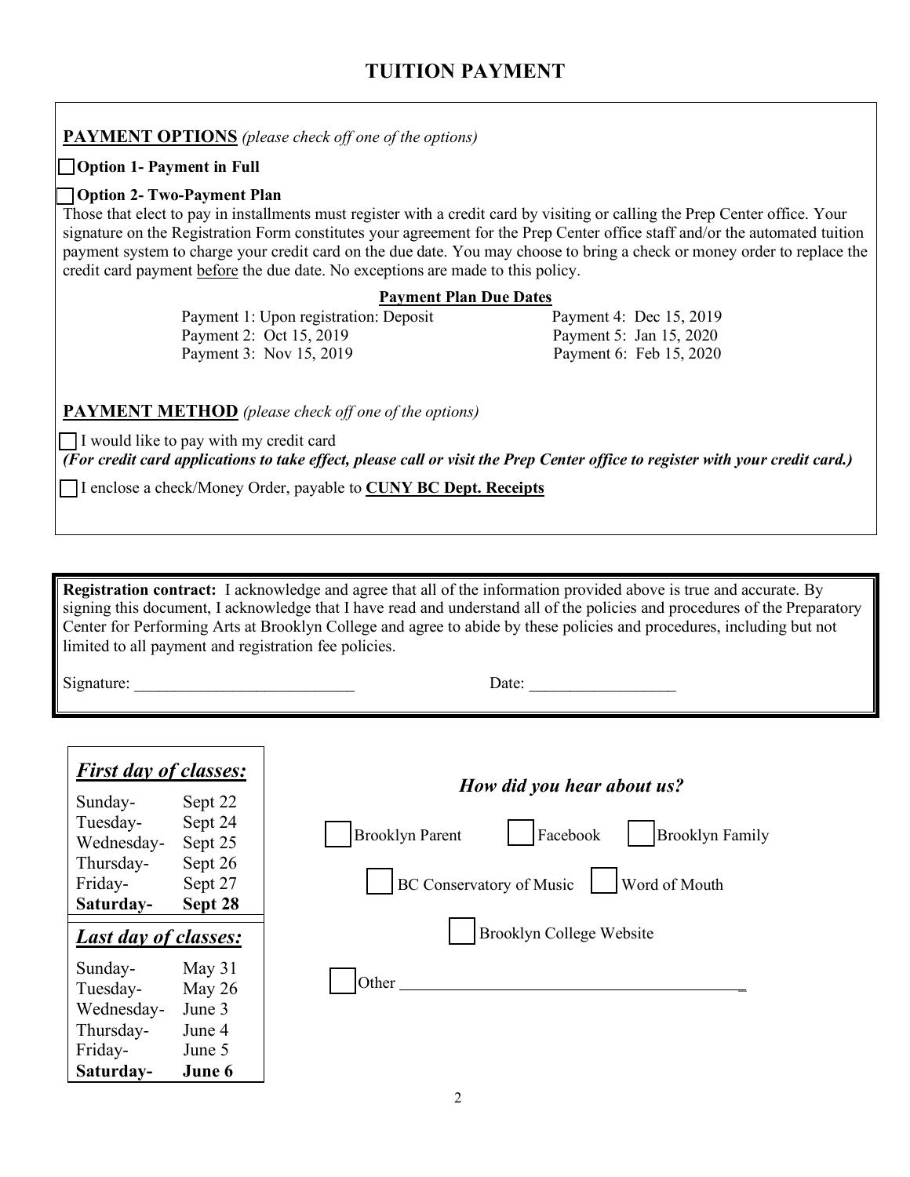# TUITION PAYMENT

**PAYMENT OPTIONS** *(please check off one of the options)*

☐ **Option 1- Payment in Full**

☐ **Option 2- Two-Payment Plan**

Those that elect to pay in installments must register with a credit card by visiting or calling the Prep Center office. Your signature on the Registration Form constitutes your agreement for the Prep Center office staff and/or the automated tuition payment system to charge your credit card on the due date. You may choose to bring a check or money order to replace the credit card payment before the due date. No exceptions are made to this policy.

**Payment Plan Due Dates**

| | |
|---|---|
| Payment 1: Upon registration: Deposit | Payment 4: Dec 15, 2019 |
| Payment 2: Oct 15, 2019 | Payment 5: Jan 15, 2020 |
| Payment 3: Nov 15, 2019 | Payment 6: Feb 15, 2020 |

**PAYMENT METHOD** *(please check off one of the options)*

☐ I would like to pay with my credit card

***(For credit card applications to take effect, please call or visit the Prep Center office to register with your credit card.)***

☐ I enclose a check/Money Order, payable to **CUNY BC Dept. Receipts**

**Registration contract:** I acknowledge and agree that all of the information provided above is true and accurate. By signing this document, I acknowledge that I have read and understand all of the policies and procedures of the Preparatory Center for Performing Arts at Brooklyn College and agree to abide by these policies and procedures, including but not limited to all payment and registration fee policies.

Signature: ___________________________ Date: __________________

***First day of classes:***

| | |
|---|---|
| Sunday- | Sept 22 |
| Tuesday- | Sept 24 |
| Wednesday- | Sept 25 |
| Thursday- | Sept 26 |
| Friday- | Sept 27 |
| **Saturday-** | **Sept 28** |

***Last day of classes:***

| | |
|---|---|
| Sunday- | May 31 |
| Tuesday- | May 26 |
| Wednesday- | June 3 |
| Thursday- | June 4 |
| Friday- | June 5 |
| **Saturday-** | **June 6** |

### *How did you hear about us?*

☐ Brooklyn Parent ☐ Facebook ☐ Brooklyn Family

☐ BC Conservatory of Music ☐ Word of Mouth

☐ Brooklyn College Website

☐ Other ___________________________________________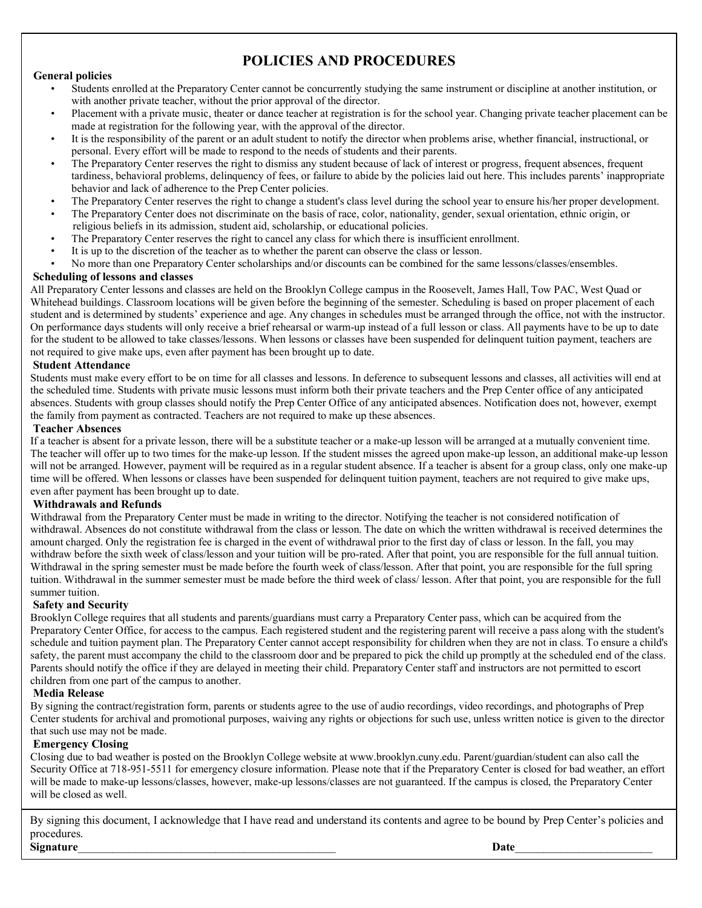# POLICIES AND PROCEDURES

**General policies**

- Students enrolled at the Preparatory Center cannot be concurrently studying the same instrument or discipline at another institution, or with another private teacher, without the prior approval of the director.
- Placement with a private music, theater or dance teacher at registration is for the school year. Changing private teacher placement can be made at registration for the following year, with the approval of the director.
- It is the responsibility of the parent or an adult student to notify the director when problems arise, whether financial, instructional, or personal. Every effort will be made to respond to the needs of students and their parents.
- The Preparatory Center reserves the right to dismiss any student because of lack of interest or progress, frequent absences, frequent tardiness, behavioral problems, delinquency of fees, or failure to abide by the policies laid out here. This includes parents' inappropriate behavior and lack of adherence to the Prep Center policies.
- The Preparatory Center reserves the right to change a student's class level during the school year to ensure his/her proper development.
- The Preparatory Center does not discriminate on the basis of race, color, nationality, gender, sexual orientation, ethnic origin, or religious beliefs in its admission, student aid, scholarship, or educational policies.
- The Preparatory Center reserves the right to cancel any class for which there is insufficient enrollment.
- It is up to the discretion of the teacher as to whether the parent can observe the class or lesson.
- No more than one Preparatory Center scholarships and/or discounts can be combined for the same lessons/classes/ensembles.

**Scheduling of lessons and classes**

All Preparatory Center lessons and classes are held on the Brooklyn College campus in the Roosevelt, James Hall, Tow PAC, West Quad or Whitehead buildings. Classroom locations will be given before the beginning of the semester. Scheduling is based on proper placement of each student and is determined by students' experience and age. Any changes in schedules must be arranged through the office, not with the instructor. On performance days students will only receive a brief rehearsal or warm-up instead of a full lesson or class. All payments have to be up to date for the student to be allowed to take classes/lessons. When lessons or classes have been suspended for delinquent tuition payment, teachers are not required to give make ups, even after payment has been brought up to date.

**Student Attendance**

Students must make every effort to be on time for all classes and lessons. In deference to subsequent lessons and classes, all activities will end at the scheduled time. Students with private music lessons must inform both their private teachers and the Prep Center office of any anticipated absences. Students with group classes should notify the Prep Center Office of any anticipated absences. Notification does not, however, exempt the family from payment as contracted. Teachers are not required to make up these absences.

**Teacher Absences**

If a teacher is absent for a private lesson, there will be a substitute teacher or a make-up lesson will be arranged at a mutually convenient time. The teacher will offer up to two times for the make-up lesson. If the student misses the agreed upon make-up lesson, an additional make-up lesson will not be arranged. However, payment will be required as in a regular student absence. If a teacher is absent for a group class, only one make-up time will be offered. When lessons or classes have been suspended for delinquent tuition payment, teachers are not required to give make ups, even after payment has been brought up to date.

**Withdrawals and Refunds**

Withdrawal from the Preparatory Center must be made in writing to the director. Notifying the teacher is not considered notification of withdrawal. Absences do not constitute withdrawal from the class or lesson. The date on which the written withdrawal is received determines the amount charged. Only the registration fee is charged in the event of withdrawal prior to the first day of class or lesson. In the fall, you may withdraw before the sixth week of class/lesson and your tuition will be pro-rated. After that point, you are responsible for the full annual tuition. Withdrawal in the spring semester must be made before the fourth week of class/lesson. After that point, you are responsible for the full spring tuition. Withdrawal in the summer semester must be made before the third week of class/ lesson. After that point, you are responsible for the full summer tuition.

**Safety and Security**

Brooklyn College requires that all students and parents/guardians must carry a Preparatory Center pass, which can be acquired from the Preparatory Center Office, for access to the campus. Each registered student and the registering parent will receive a pass along with the student's schedule and tuition payment plan. The Preparatory Center cannot accept responsibility for children when they are not in class. To ensure a child's safety, the parent must accompany the child to the classroom door and be prepared to pick the child up promptly at the scheduled end of the class. Parents should notify the office if they are delayed in meeting their child. Preparatory Center staff and instructors are not permitted to escort children from one part of the campus to another.

**Media Release**

By signing the contract/registration form, parents or students agree to the use of audio recordings, video recordings, and photographs of Prep Center students for archival and promotional purposes, waiving any rights or objections for such use, unless written notice is given to the director that such use may not be made.

**Emergency Closing**

Closing due to bad weather is posted on the Brooklyn College website at www.brooklyn.cuny.edu. Parent/guardian/student can also call the Security Office at 718-951-5511 for emergency closure information. Please note that if the Preparatory Center is closed for bad weather, an effort will be made to make-up lessons/classes, however, make-up lessons/classes are not guaranteed. If the campus is closed, the Preparatory Center will be closed as well.

---

By signing this document, I acknowledge that I have read and understand its contents and agree to be bound by Prep Center's policies and procedures.

**Signature**_______________________________________________ **Date**_________________________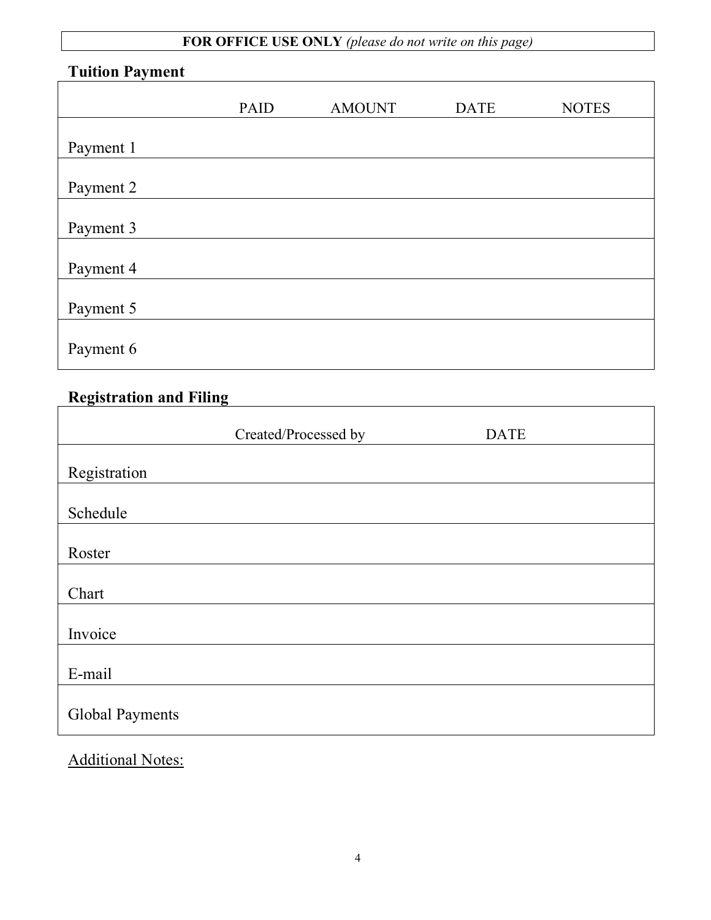**FOR OFFICE USE ONLY** *(please do not write on this page)*

## Tuition Payment

| | PAID | AMOUNT | DATE | NOTES |
|---|---|---|---|---|
| Payment 1 | | | | |
| Payment 2 | | | | |
| Payment 3 | | | | |
| Payment 4 | | | | |
| Payment 5 | | | | |
| Payment 6 | | | | |

## Registration and Filing

| | Created/Processed by | DATE |
|---|---|---|
| Registration | | |
| Schedule | | |
| Roster | | |
| Chart | | |
| Invoice | | |
| E-mail | | |
| Global Payments | | |

Additional Notes: